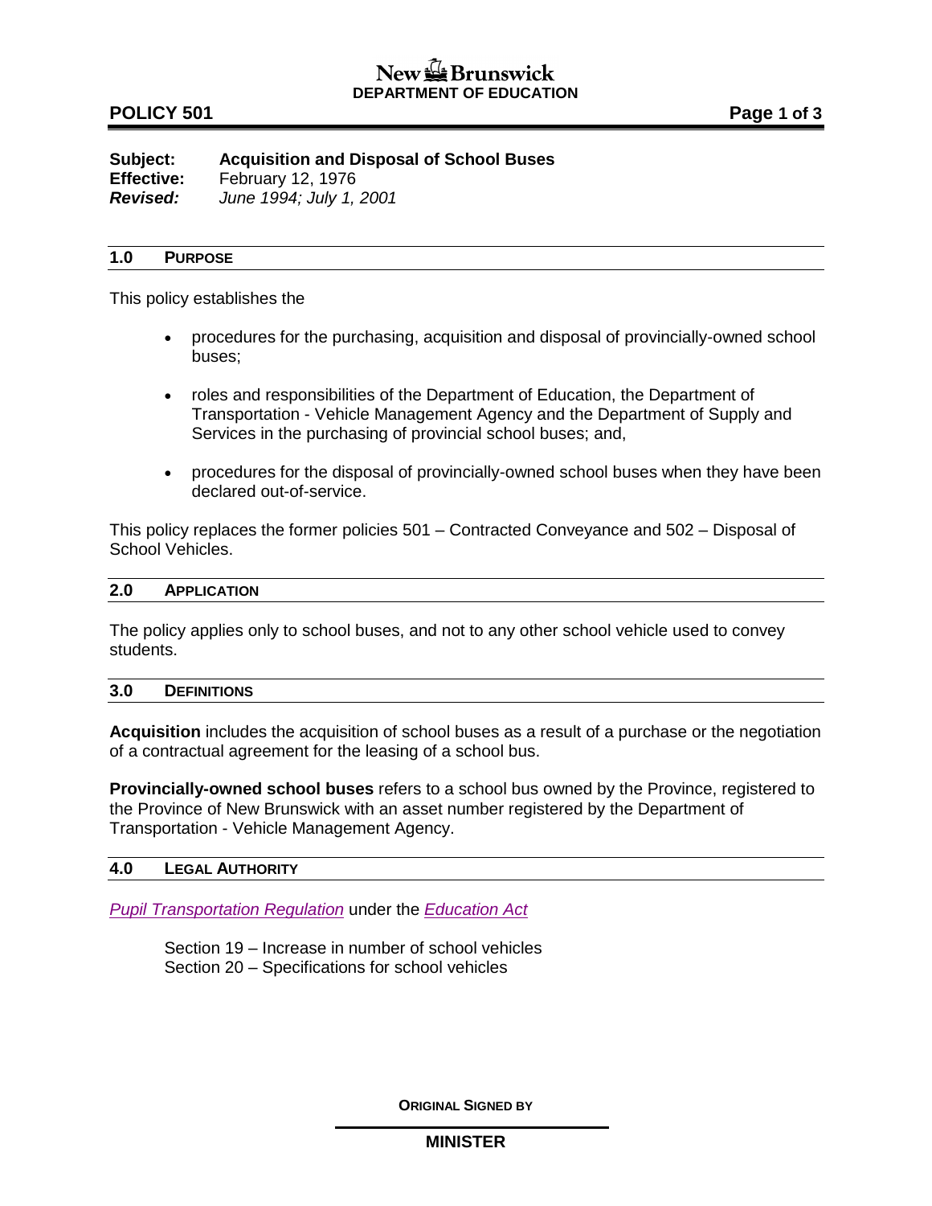**New Brunswick**
**DEPARTMENT OF EDUCATION**

**POLICY 501**

**Subject:** **Acquisition and Disposal of School Buses**
**Effective:** February 12, 1976
***Revised:*** *June 1994; July 1, 2001*

## 1.0 PURPOSE

This policy establishes the

- procedures for the purchasing, acquisition and disposal of provincially-owned school buses;
- roles and responsibilities of the Department of Education, the Department of Transportation - Vehicle Management Agency and the Department of Supply and Services in the purchasing of provincial school buses; and,
- procedures for the disposal of provincially-owned school buses when they have been declared out-of-service.

This policy replaces the former policies 501 – Contracted Conveyance and 502 – Disposal of School Vehicles.

## 2.0 APPLICATION

The policy applies only to school buses, and not to any other school vehicle used to convey students.

## 3.0 DEFINITIONS

**Acquisition** includes the acquisition of school buses as a result of a purchase or the negotiation of a contractual agreement for the leasing of a school bus.

**Provincially-owned school buses** refers to a school bus owned by the Province, registered to the Province of New Brunswick with an asset number registered by the Department of Transportation - Vehicle Management Agency.

## 4.0 LEGAL AUTHORITY

*Pupil Transportation Regulation* under the *Education Act*

Section 19 – Increase in number of school vehicles
Section 20 – Specifications for school vehicles

**ORIGINAL SIGNED BY**

**MINISTER**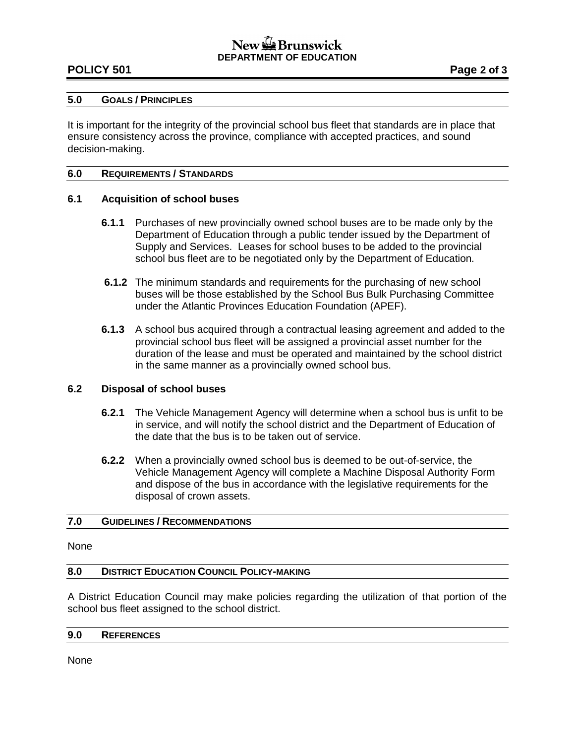## 5.0 GOALS / PRINCIPLES

It is important for the integrity of the provincial school bus fleet that standards are in place that ensure consistency across the province, compliance with accepted practices, and sound decision-making.

## 6.0 REQUIREMENTS / STANDARDS

### 6.1 Acquisition of school buses

**6.1.1** Purchases of new provincially owned school buses are to be made only by the Department of Education through a public tender issued by the Department of Supply and Services. Leases for school buses to be added to the provincial school bus fleet are to be negotiated only by the Department of Education.

**6.1.2** The minimum standards and requirements for the purchasing of new school buses will be those established by the School Bus Bulk Purchasing Committee under the Atlantic Provinces Education Foundation (APEF).

**6.1.3** A school bus acquired through a contractual leasing agreement and added to the provincial school bus fleet will be assigned a provincial asset number for the duration of the lease and must be operated and maintained by the school district in the same manner as a provincially owned school bus.

### 6.2 Disposal of school buses

**6.2.1** The Vehicle Management Agency will determine when a school bus is unfit to be in service, and will notify the school district and the Department of Education of the date that the bus is to be taken out of service.

**6.2.2** When a provincially owned school bus is deemed to be out-of-service, the Vehicle Management Agency will complete a Machine Disposal Authority Form and dispose of the bus in accordance with the legislative requirements for the disposal of crown assets.

## 7.0 GUIDELINES / RECOMMENDATIONS

None

## 8.0 DISTRICT EDUCATION COUNCIL POLICY-MAKING

A District Education Council may make policies regarding the utilization of that portion of the school bus fleet assigned to the school district.

## 9.0 REFERENCES

None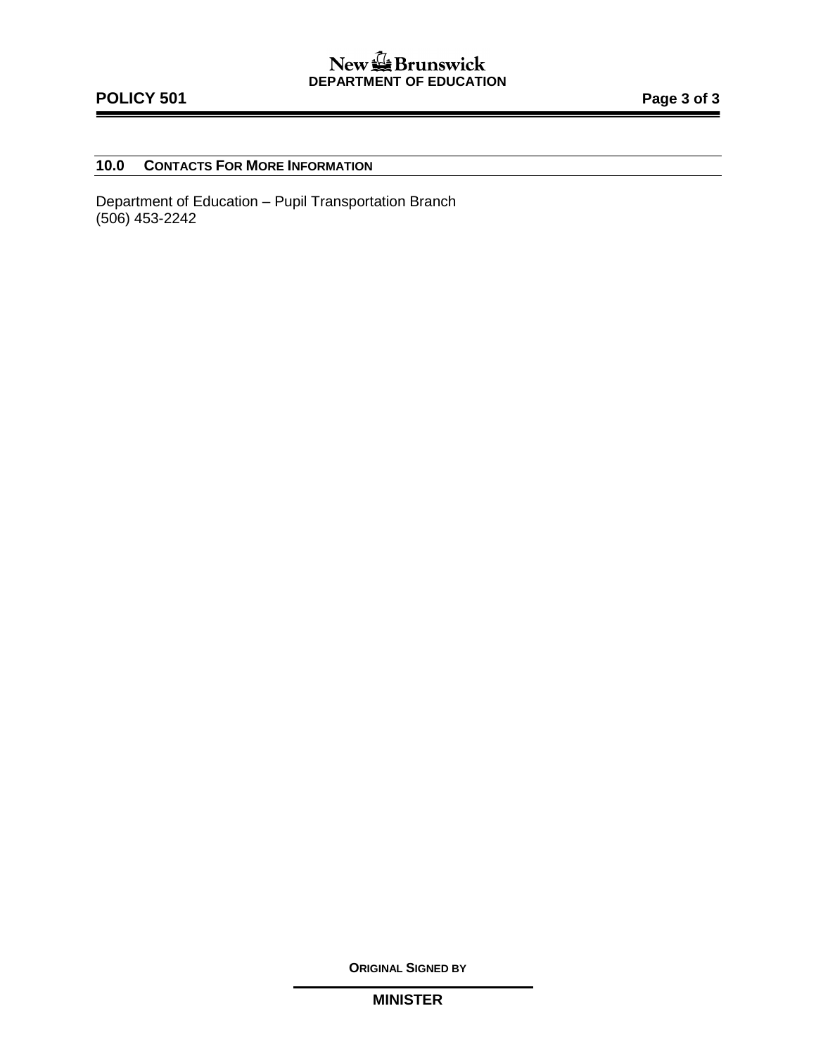## 10.0 CONTACTS FOR MORE INFORMATION

Department of Education – Pupil Transportation Branch
(506) 453-2242

**ORIGINAL SIGNED BY**

**MINISTER**